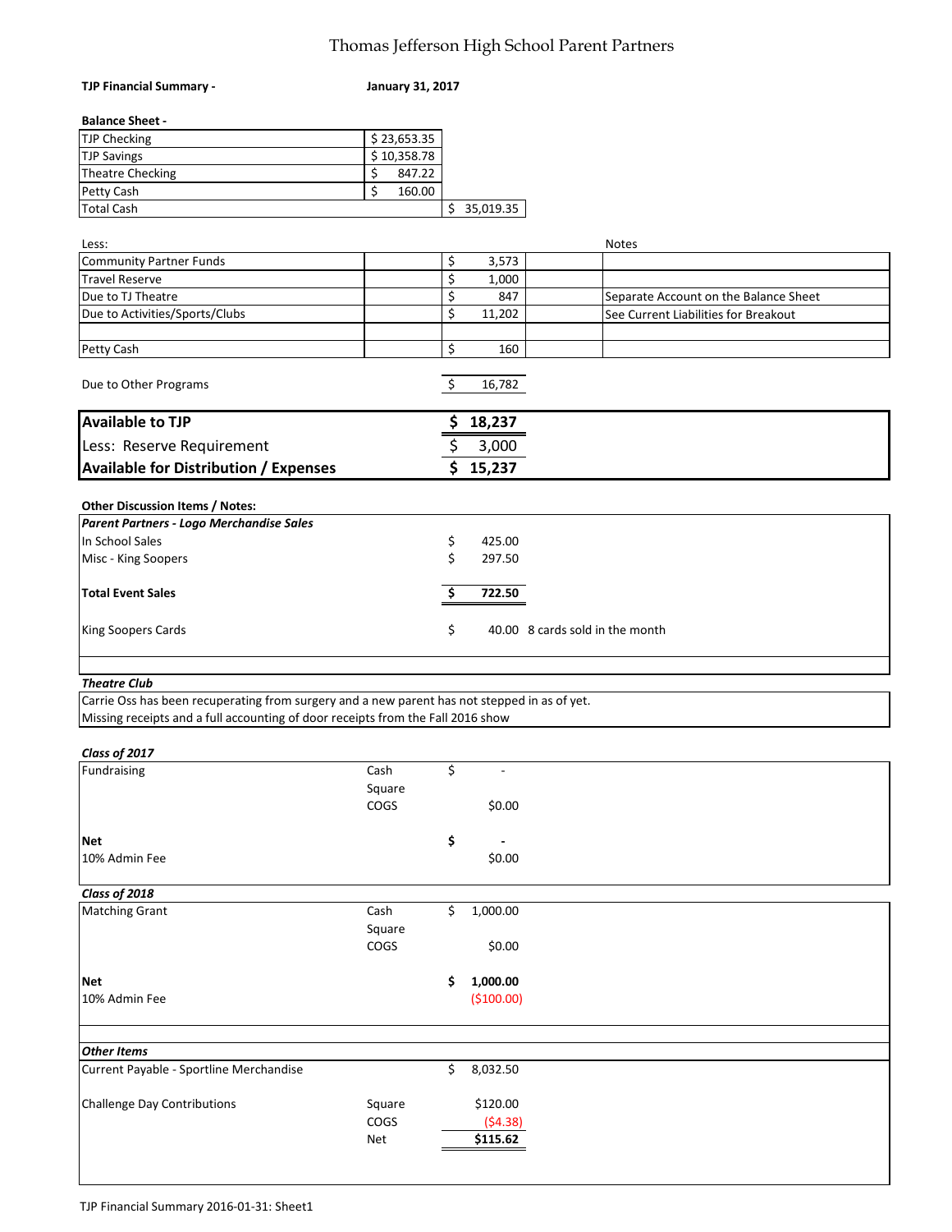# Thomas Jefferson High School Parent Partners

**TJP Financial Summary -** **January 31, 2017**

**Balance Sheet -**

| | | |
|---|---|---|
| TJP Checking | $ 23,653.35 | |
| TJP Savings | $ 10,358.78 | |
| Theatre Checking | $ 847.22 | |
| Petty Cash | $ 160.00 | |
| Total Cash | | $ 35,019.35 |

| Less: | | | Notes |
|---|---|---|---|
| Community Partner Funds | | $ 3,573 | |
| Travel Reserve | | $ 1,000 | |
| Due to TJ Theatre | | $ 847 | Separate Account on the Balance Sheet |
| Due to Activities/Sports/Clubs | | $ 11,202 | See Current Liabilities for Breakout |
| | | | |
| Petty Cash | | $ 160 | |
| Due to Other Programs | | $ 16,782 | |

| | |
|---|---|
| **Available to TJP** | **$ 18,237** |
| Less: Reserve Requirement | $ 3,000 |
| **Available for Distribution / Expenses** | **$ 15,237** |

**Other Discussion Items / Notes:**

***Parent Partners - Logo Merchandise Sales***

| | | |
|---|---|---|
| In School Sales | $ 425.00 | |
| Misc - King Soopers | $ 297.50 | |
| **Total Event Sales** | **$ 722.50** | |
| King Soopers Cards | $ 40.00 | 8 cards sold in the month |

***Theatre Club***

Carrie Oss has been recuperating from surgery and a new parent has not stepped in as of yet.
Missing receipts and a full accounting of door receipts from the Fall 2016 show

***Class of 2017***

| | | |
|---|---|---|
| Fundraising | Cash | $ - |
| | Square | |
| | COGS | $0.00 |
| **Net** | | **$ -** |
| 10% Admin Fee | | $0.00 |

***Class of 2018***

| | | |
|---|---|---|
| Matching Grant | Cash | $ 1,000.00 |
| | Square | |
| | COGS | $0.00 |
| **Net** | | **$ 1,000.00** |
| 10% Admin Fee | | ($100.00) |

***Other Items***

| | | |
|---|---|---|
| Current Payable - Sportline Merchandise | | $ 8,032.50 |
| Challenge Day Contributions | Square | $120.00 |
| | COGS | ($4.38) |
| | Net | **$115.62** |

TJP Financial Summary 2016-01-31: Sheet1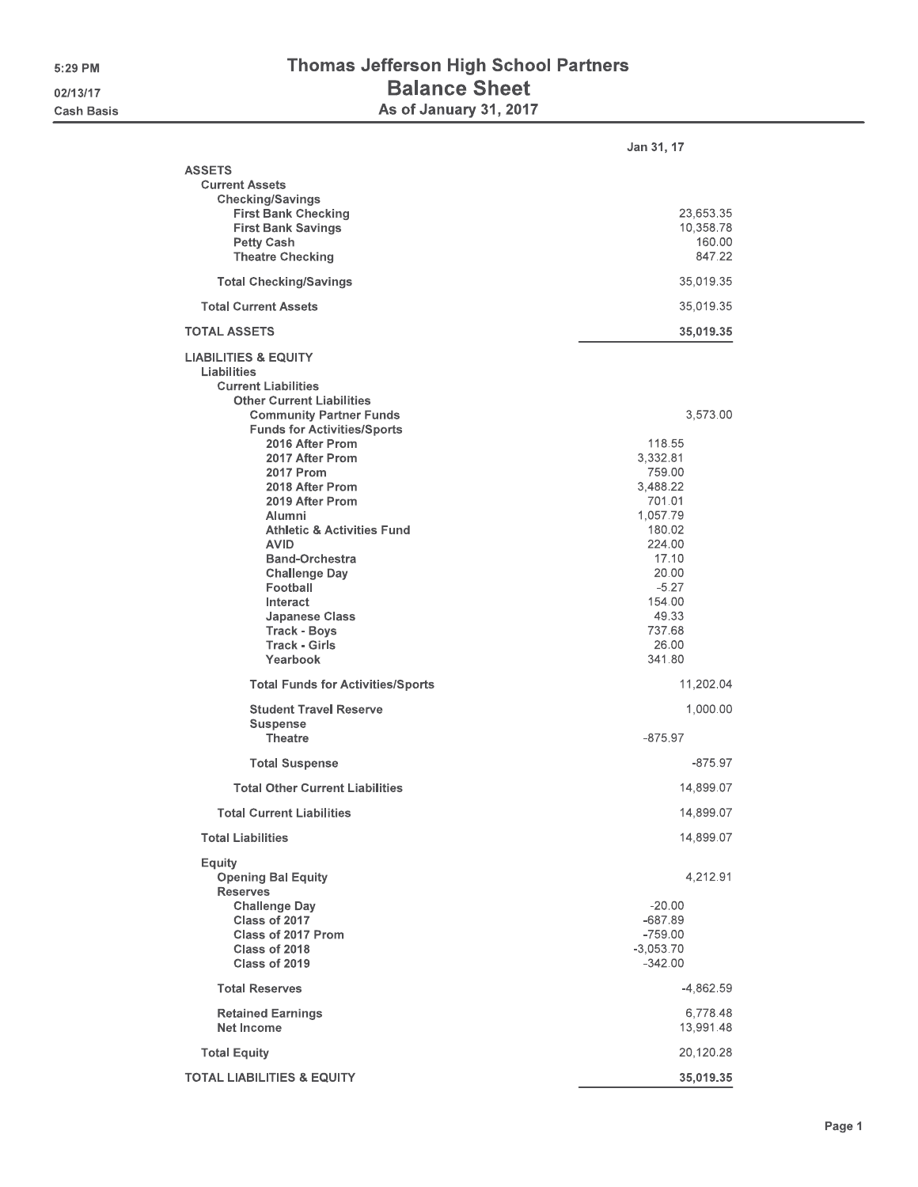# Thomas Jefferson High School Partners

## Balance Sheet

### As of January 31, 2017

5:29 PM
02/13/17
Cash Basis

| | | Jan 31, 17 |
|---|---|---|
| **ASSETS** | | |
| **Current Assets** | | |
| **Checking/Savings** | | |
| First Bank Checking | | 23,653.35 |
| First Bank Savings | | 10,358.78 |
| Petty Cash | | 160.00 |
| Theatre Checking | | 847.22 |
| **Total Checking/Savings** | | 35,019.35 |
| **Total Current Assets** | | 35,019.35 |
| **TOTAL ASSETS** | | **35,019.35** |
| **LIABILITIES & EQUITY** | | |
| **Liabilities** | | |
| **Current Liabilities** | | |
| **Other Current Liabilities** | | |
| Community Partner Funds | | 3,573.00 |
| **Funds for Activities/Sports** | | |
| 2016 After Prom | 118.55 | |
| 2017 After Prom | 3,332.81 | |
| 2017 Prom | 759.00 | |
| 2018 After Prom | 3,488.22 | |
| 2019 After Prom | 701.01 | |
| Alumni | 1,057.79 | |
| Athletic & Activities Fund | 180.02 | |
| AVID | 224.00 | |
| Band-Orchestra | 17.10 | |
| Challenge Day | 20.00 | |
| Football | -5.27 | |
| Interact | 154.00 | |
| Japanese Class | 49.33 | |
| Track - Boys | 737.68 | |
| Track - Girls | 26.00 | |
| Yearbook | 341.80 | |
| **Total Funds for Activities/Sports** | | 11,202.04 |
| Student Travel Reserve | | 1,000.00 |
| **Suspense** | | |
| Theatre | -875.97 | |
| **Total Suspense** | | -875.97 |
| **Total Other Current Liabilities** | | 14,899.07 |
| **Total Current Liabilities** | | 14,899.07 |
| **Total Liabilities** | | 14,899.07 |
| **Equity** | | |
| Opening Bal Equity | | 4,212.91 |
| **Reserves** | | |
| Challenge Day | -20.00 | |
| Class of 2017 | -687.89 | |
| Class of 2017 Prom | -759.00 | |
| Class of 2018 | -3,053.70 | |
| Class of 2019 | -342.00 | |
| **Total Reserves** | | -4,862.59 |
| Retained Earnings | | 6,778.48 |
| Net Income | | 13,991.48 |
| **Total Equity** | | 20,120.28 |
| **TOTAL LIABILITIES & EQUITY** | | **35,019.35** |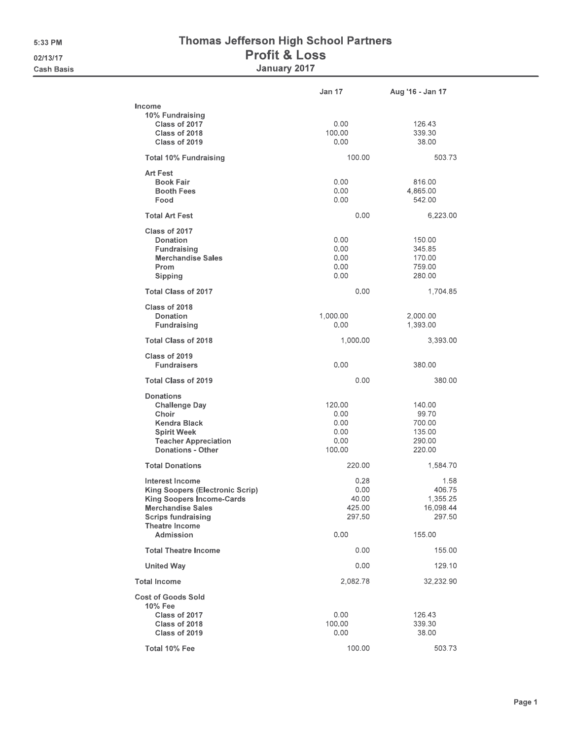# Thomas Jefferson High School Partners

## Profit & Loss

### January 2017

5:33 PM
02/13/17
Cash Basis

| | Jan 17 | Aug '16 - Jan 17 |
|---|---|---|
| **Income** | | |
| **10% Fundraising** | | |
| Class of 2017 | 0.00 | 126.43 |
| Class of 2018 | 100.00 | 339.30 |
| Class of 2019 | 0.00 | 38.00 |
| **Total 10% Fundraising** | 100.00 | 503.73 |
| **Art Fest** | | |
| Book Fair | 0.00 | 816.00 |
| Booth Fees | 0.00 | 4,865.00 |
| Food | 0.00 | 542.00 |
| **Total Art Fest** | 0.00 | 6,223.00 |
| **Class of 2017** | | |
| Donation | 0.00 | 150.00 |
| Fundraising | 0.00 | 345.85 |
| Merchandise Sales | 0.00 | 170.00 |
| Prom | 0.00 | 759.00 |
| Sipping | 0.00 | 280.00 |
| **Total Class of 2017** | 0.00 | 1,704.85 |
| **Class of 2018** | | |
| Donation | 1,000.00 | 2,000.00 |
| Fundraising | 0.00 | 1,393.00 |
| **Total Class of 2018** | 1,000.00 | 3,393.00 |
| **Class of 2019** | | |
| Fundraisers | 0.00 | 380.00 |
| **Total Class of 2019** | 0.00 | 380.00 |
| **Donations** | | |
| Challenge Day | 120.00 | 140.00 |
| Choir | 0.00 | 99.70 |
| Kendra Black | 0.00 | 700.00 |
| Spirit Week | 0.00 | 135.00 |
| Teacher Appreciation | 0.00 | 290.00 |
| Donations - Other | 100.00 | 220.00 |
| **Total Donations** | 220.00 | 1,584.70 |
| Interest Income | 0.28 | 1.58 |
| King Soopers (Electronic Scrip) | 0.00 | 406.75 |
| King Soopers Income-Cards | 40.00 | 1,355.25 |
| Merchandise Sales | 425.00 | 16,098.44 |
| Scrips fundraising | 297.50 | 297.50 |
| **Theatre Income** | | |
| Admission | 0.00 | 155.00 |
| **Total Theatre Income** | 0.00 | 155.00 |
| United Way | 0.00 | 129.10 |
| **Total Income** | 2,082.78 | 32,232.90 |
| **Cost of Goods Sold** | | |
| **10% Fee** | | |
| Class of 2017 | 0.00 | 126.43 |
| Class of 2018 | 100.00 | 339.30 |
| Class of 2019 | 0.00 | 38.00 |
| **Total 10% Fee** | 100.00 | 503.73 |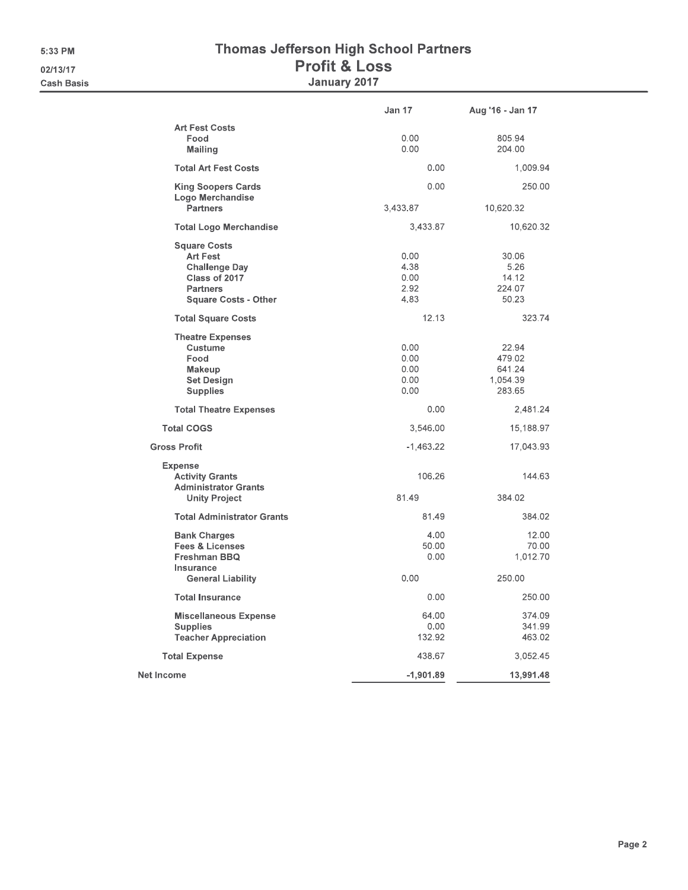# Thomas Jefferson High School Partners

## Profit & Loss

### January 2017

5:33 PM
02/13/17
Cash Basis

| | Jan 17 | Aug '16 - Jan 17 |
|---|---|---|
| **Art Fest Costs** | | |
| Food | 0.00 | 805.94 |
| Mailing | 0.00 | 204.00 |
| **Total Art Fest Costs** | 0.00 | 1,009.94 |
| **King Soopers Cards** | 0.00 | 250.00 |
| **Logo Merchandise** | | |
| Partners | 3,433.87 | 10,620.32 |
| **Total Logo Merchandise** | 3,433.87 | 10,620.32 |
| **Square Costs** | | |
| Art Fest | 0.00 | 30.06 |
| Challenge Day | 4.38 | 5.26 |
| Class of 2017 | 0.00 | 14.12 |
| Partners | 2.92 | 224.07 |
| Square Costs - Other | 4.83 | 50.23 |
| **Total Square Costs** | 12.13 | 323.74 |
| **Theatre Expenses** | | |
| Custume | 0.00 | 22.94 |
| Food | 0.00 | 479.02 |
| Makeup | 0.00 | 641.24 |
| Set Design | 0.00 | 1,054.39 |
| Supplies | 0.00 | 283.65 |
| **Total Theatre Expenses** | 0.00 | 2,481.24 |
| **Total COGS** | 3,546.00 | 15,188.97 |
| **Gross Profit** | -1,463.22 | 17,043.93 |
| **Expense** | | |
| Activity Grants | 106.26 | 144.63 |
| Administrator Grants | | |
| Unity Project | 81.49 | 384.02 |
| **Total Administrator Grants** | 81.49 | 384.02 |
| Bank Charges | 4.00 | 12.00 |
| Fees & Licenses | 50.00 | 70.00 |
| Freshman BBQ | 0.00 | 1,012.70 |
| Insurance | | |
| General Liability | 0.00 | 250.00 |
| **Total Insurance** | 0.00 | 250.00 |
| Miscellaneous Expense | 64.00 | 374.09 |
| Supplies | 0.00 | 341.99 |
| Teacher Appreciation | 132.92 | 463.02 |
| **Total Expense** | 438.67 | 3,052.45 |
| **Net Income** | **-1,901.89** | **13,991.48** |